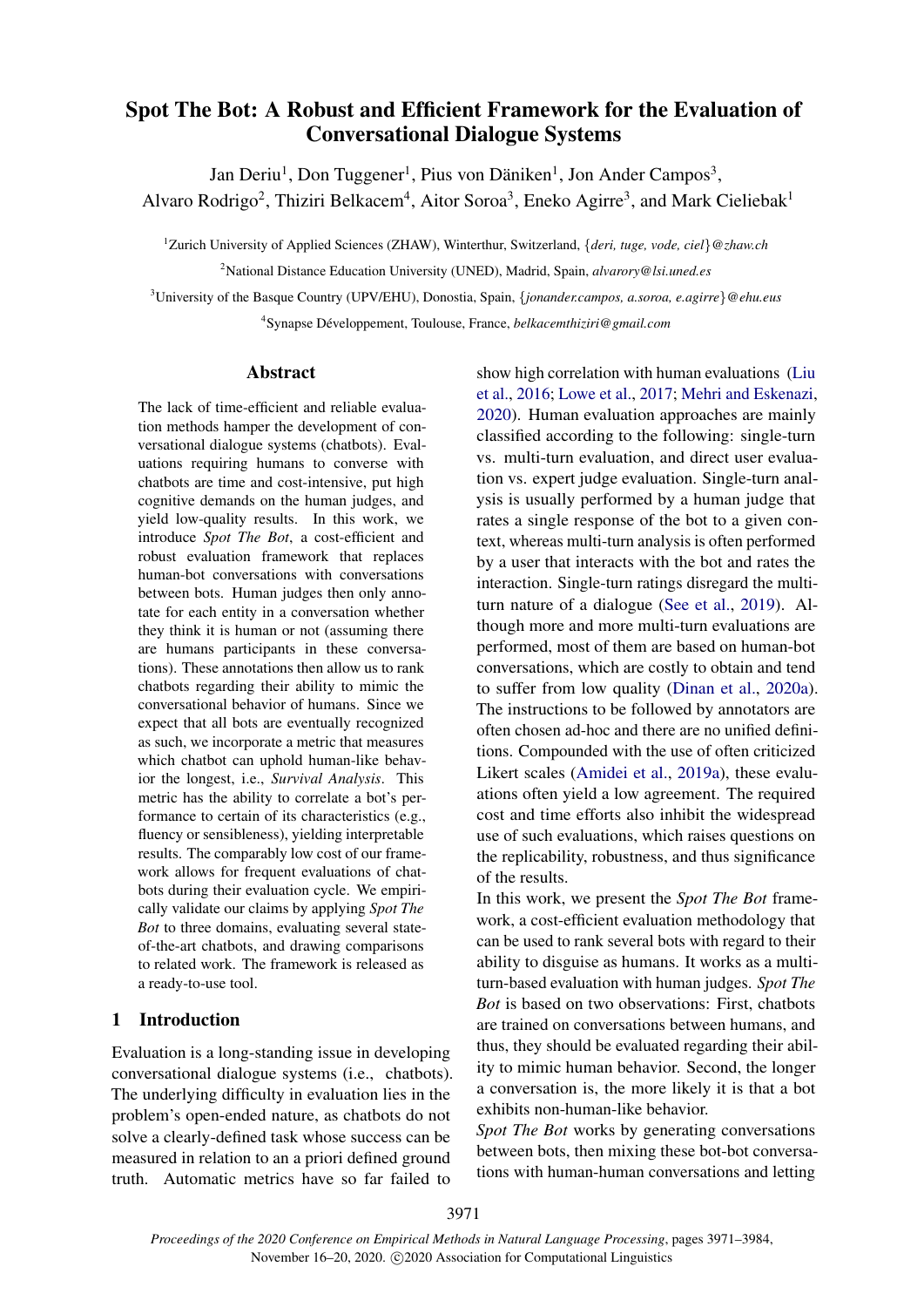# Spot The Bot: A Robust and Efficient Framework for the Evaluation of Conversational Dialogue Systems

Jan Deriu[1], Don Tuggener[1], Pius von Däniken[1], Jon Ander Campos[3], Alvaro Rodrigo[2], Thiziri Belkacem[4], Aitor Soroa[3], Eneko Agirre[3], and Mark Cieliebak[1]

[1]Zurich University of Applied Sciences (ZHAW), Winterthur, Switzerland, {*deri, tuge, vode, ciel*}*@zhaw.ch*

[2]National Distance Education University (UNED), Madrid, Spain, *alvarory@lsi.uned.es*

[3]University of the Basque Country (UPV/EHU), Donostia, Spain, {*jonander.campos, a.soroa, e.agirre*}*@ehu.eus*

[4]Synapse Développement, Toulouse, France, *belkacemthiziri@gmail.com*

## Abstract

The lack of time-efficient and reliable evaluation methods hamper the development of conversational dialogue systems (chatbots). Evaluations requiring humans to converse with chatbots are time and cost-intensive, put high cognitive demands on the human judges, and yield low-quality results. In this work, we introduce *Spot The Bot*, a cost-efficient and robust evaluation framework that replaces human-bot conversations with conversations between bots. Human judges then only annotate for each entity in a conversation whether they think it is human or not (assuming there are humans participants in these conversations). These annotations then allow us to rank chatbots regarding their ability to mimic the conversational behavior of humans. Since we expect that all bots are eventually recognized as such, we incorporate a metric that measures which chatbot can uphold human-like behavior the longest, i.e., *Survival Analysis*. This metric has the ability to correlate a bot's performance to certain of its characteristics (e.g., fluency or sensibleness), yielding interpretable results. The comparably low cost of our framework allows for frequent evaluations of chatbots during their evaluation cycle. We empirically validate our claims by applying *Spot The Bot* to three domains, evaluating several state-of-the-art chatbots, and drawing comparisons to related work. The framework is released as a ready-to-use tool.

## 1 Introduction

Evaluation is a long-standing issue in developing conversational dialogue systems (i.e., chatbots). The underlying difficulty in evaluation lies in the problem's open-ended nature, as chatbots do not solve a clearly-defined task whose success can be measured in relation to an a priori defined ground truth. Automatic metrics have so far failed to show high correlation with human evaluations (Liu et al., 2016; Lowe et al., 2017; Mehri and Eskenazi, 2020). Human evaluation approaches are mainly classified according to the following: single-turn vs. multi-turn evaluation, and direct user evaluation vs. expert judge evaluation. Single-turn analysis is usually performed by a human judge that rates a single response of the bot to a given context, whereas multi-turn analysis is often performed by a user that interacts with the bot and rates the interaction. Single-turn ratings disregard the multi-turn nature of a dialogue (See et al., 2019). Although more and more multi-turn evaluations are performed, most of them are based on human-bot conversations, which are costly to obtain and tend to suffer from low quality (Dinan et al., 2020a). The instructions to be followed by annotators are often chosen ad-hoc and there are no unified definitions. Compounded with the use of often criticized Likert scales (Amidei et al., 2019a), these evaluations often yield a low agreement. The required cost and time efforts also inhibit the widespread use of such evaluations, which raises questions on the replicability, robustness, and thus significance of the results.

In this work, we present the *Spot The Bot* framework, a cost-efficient evaluation methodology that can be used to rank several bots with regard to their ability to disguise as humans. It works as a multi-turn-based evaluation with human judges. *Spot The Bot* is based on two observations: First, chatbots are trained on conversations between humans, and thus, they should be evaluated regarding their ability to mimic human behavior. Second, the longer a conversation is, the more likely it is that a bot exhibits non-human-like behavior.

*Spot The Bot* works by generating conversations between bots, then mixing these bot-bot conversations with human-human conversations and letting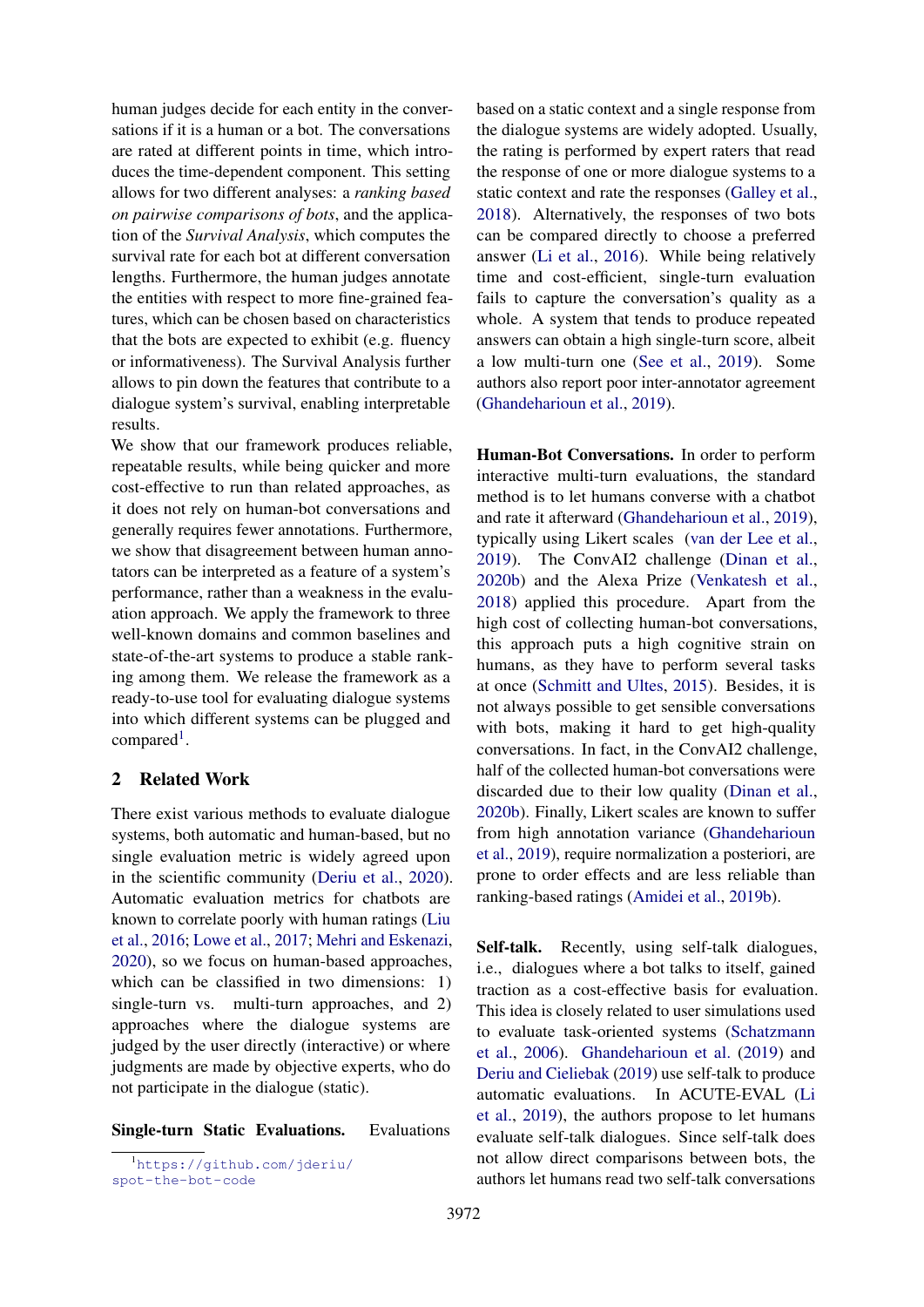human judges decide for each entity in the conversations if it is a human or a bot. The conversations are rated at different points in time, which introduces the time-dependent component. This setting allows for two different analyses: a *ranking based on pairwise comparisons of bots*, and the application of the *Survival Analysis*, which computes the survival rate for each bot at different conversation lengths. Furthermore, the human judges annotate the entities with respect to more fine-grained features, which can be chosen based on characteristics that the bots are expected to exhibit (e.g. fluency or informativeness). The Survival Analysis further allows to pin down the features that contribute to a dialogue system's survival, enabling interpretable results.

We show that our framework produces reliable, repeatable results, while being quicker and more cost-effective to run than related approaches, as it does not rely on human-bot conversations and generally requires fewer annotations. Furthermore, we show that disagreement between human annotators can be interpreted as a feature of a system's performance, rather than a weakness in the evaluation approach. We apply the framework to three well-known domains and common baselines and state-of-the-art systems to produce a stable ranking among them. We release the framework as a ready-to-use tool for evaluating dialogue systems into which different systems can be plugged and compared[1].

## 2 Related Work

There exist various methods to evaluate dialogue systems, both automatic and human-based, but no single evaluation metric is widely agreed upon in the scientific community (Deriu et al., 2020). Automatic evaluation metrics for chatbots are known to correlate poorly with human ratings (Liu et al., 2016; Lowe et al., 2017; Mehri and Eskenazi, 2020), so we focus on human-based approaches, which can be classified in two dimensions: 1) single-turn vs. multi-turn approaches, and 2) approaches where the dialogue systems are judged by the user directly (interactive) or where judgments are made by objective experts, who do not participate in the dialogue (static).

**Single-turn Static Evaluations.** Evaluations based on a static context and a single response from the dialogue systems are widely adopted. Usually, the rating is performed by expert raters that read the response of one or more dialogue systems to a static context and rate the responses (Galley et al., 2018). Alternatively, the responses of two bots can be compared directly to choose a preferred answer (Li et al., 2016). While being relatively time and cost-efficient, single-turn evaluation fails to capture the conversation's quality as a whole. A system that tends to produce repeated answers can obtain a high single-turn score, albeit a low multi-turn one (See et al., 2019). Some authors also report poor inter-annotator agreement (Ghandeharioun et al., 2019).

**Human-Bot Conversations.** In order to perform interactive multi-turn evaluations, the standard method is to let humans converse with a chatbot and rate it afterward (Ghandeharioun et al., 2019), typically using Likert scales (van der Lee et al., 2019). The ConvAI2 challenge (Dinan et al., 2020b) and the Alexa Prize (Venkatesh et al., 2018) applied this procedure. Apart from the high cost of collecting human-bot conversations, this approach puts a high cognitive strain on humans, as they have to perform several tasks at once (Schmitt and Ultes, 2015). Besides, it is not always possible to get sensible conversations with bots, making it hard to get high-quality conversations. In fact, in the ConvAI2 challenge, half of the collected human-bot conversations were discarded due to their low quality (Dinan et al., 2020b). Finally, Likert scales are known to suffer from high annotation variance (Ghandeharioun et al., 2019), require normalization a posteriori, are prone to order effects and are less reliable than ranking-based ratings (Amidei et al., 2019b).

**Self-talk.** Recently, using self-talk dialogues, i.e., dialogues where a bot talks to itself, gained traction as a cost-effective basis for evaluation. This idea is closely related to user simulations used to evaluate task-oriented systems (Schatzmann et al., 2006). Ghandeharioun et al. (2019) and Deriu and Cieliebak (2019) use self-talk to produce automatic evaluations. In ACUTE-EVAL (Li et al., 2019), the authors propose to let humans evaluate self-talk dialogues. Since self-talk does not allow direct comparisons between bots, the authors let humans read two self-talk conversations

[1] https://github.com/jderiu/spot-the-bot-code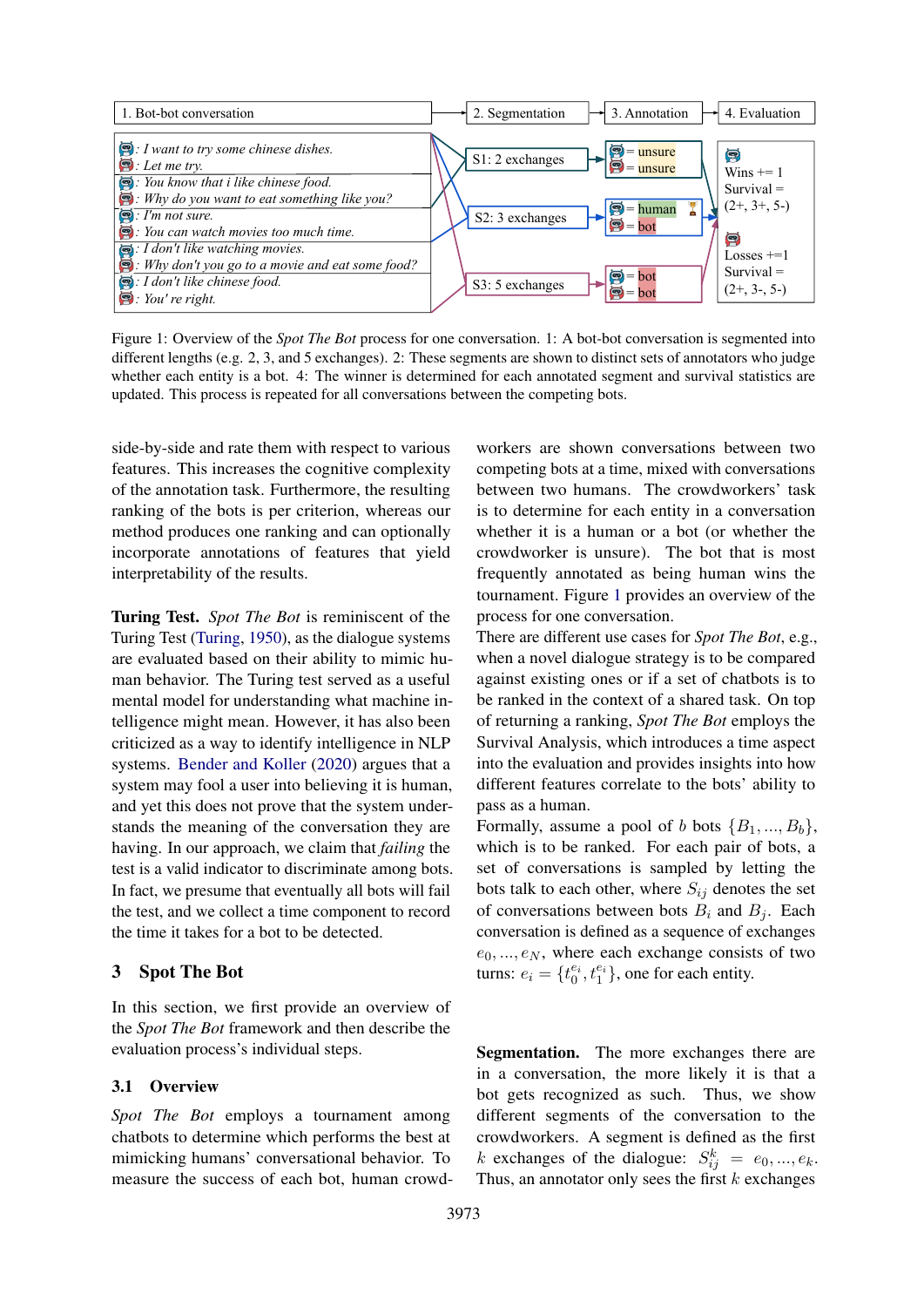1. Bot-bot conversation → 2. Segmentation → 3. Annotation → 4. Evaluation

: *I want to try some chinese dishes.*
: *Let me try.*
: *You know that i like chinese food.*
: *Why do you want to eat something like you?*
: *I'm not sure.*
: *You can watch movies too much time.*
: *I don't like watching movies.*
: *Why don't you go to a movie and eat some food?*
: *I don't like chinese food.*
: *You' re right.*

S1: 2 exchanges — = unsure, = unsure
S2: 3 exchanges — = human, = bot
S3: 5 exchanges — = bot, = bot

Wins += 1
Survival = (2+, 3+, 5-)

Losses +=1
Survival = (2+, 3-, 5-)

Figure 1: Overview of the *Spot The Bot* process for one conversation. 1: A bot-bot conversation is segmented into different lengths (e.g. 2, 3, and 5 exchanges). 2: These segments are shown to distinct sets of annotators who judge whether each entity is a bot. 4: The winner is determined for each annotated segment and survival statistics are updated. This process is repeated for all conversations between the competing bots.

side-by-side and rate them with respect to various features. This increases the cognitive complexity of the annotation task. Furthermore, the resulting ranking of the bots is per criterion, whereas our method produces one ranking and can optionally incorporate annotations of features that yield interpretability of the results.

**Turing Test.** *Spot The Bot* is reminiscent of the Turing Test (Turing, 1950), as the dialogue systems are evaluated based on their ability to mimic human behavior. The Turing test served as a useful mental model for understanding what machine intelligence might mean. However, it has also been criticized as a way to identify intelligence in NLP systems. Bender and Koller (2020) argues that a system may fool a user into believing it is human, and yet this does not prove that the system understands the meaning of the conversation they are having. In our approach, we claim that *failing* the test is a valid indicator to discriminate among bots. In fact, we presume that eventually all bots will fail the test, and we collect a time component to record the time it takes for a bot to be detected.

## 3 Spot The Bot

In this section, we first provide an overview of the *Spot The Bot* framework and then describe the evaluation process's individual steps.

### 3.1 Overview

*Spot The Bot* employs a tournament among chatbots to determine which performs the best at mimicking humans' conversational behavior. To measure the success of each bot, human crowdworkers are shown conversations between two competing bots at a time, mixed with conversations between two humans. The crowdworkers' task is to determine for each entity in a conversation whether it is a human or a bot (or whether the crowdworker is unsure). The bot that is most frequently annotated as being human wins the tournament. Figure 1 provides an overview of the process for one conversation.

There are different use cases for *Spot The Bot*, e.g., when a novel dialogue strategy is to be compared against existing ones or if a set of chatbots is to be ranked in the context of a shared task. On top of returning a ranking, *Spot The Bot* employs the Survival Analysis, which introduces a time aspect into the evaluation and provides insights into how different features correlate to the bots' ability to pass as a human.

Formally, assume a pool of $b$ bots $\{B_1, ..., B_b\}$, which is to be ranked. For each pair of bots, a set of conversations is sampled by letting the bots talk to each other, where $S_{ij}$ denotes the set of conversations between bots $B_i$ and $B_j$. Each conversation is defined as a sequence of exchanges $e_0, ..., e_N$, where each exchange consists of two turns: $e_i = \{t_0^{e_i}, t_1^{e_i}\}$, one for each entity.

**Segmentation.** The more exchanges there are in a conversation, the more likely it is that a bot gets recognized as such. Thus, we show different segments of the conversation to the crowdworkers. A segment is defined as the first $k$ exchanges of the dialogue: $S_{ij}^k = e_0, ..., e_k$. Thus, an annotator only sees the first $k$ exchanges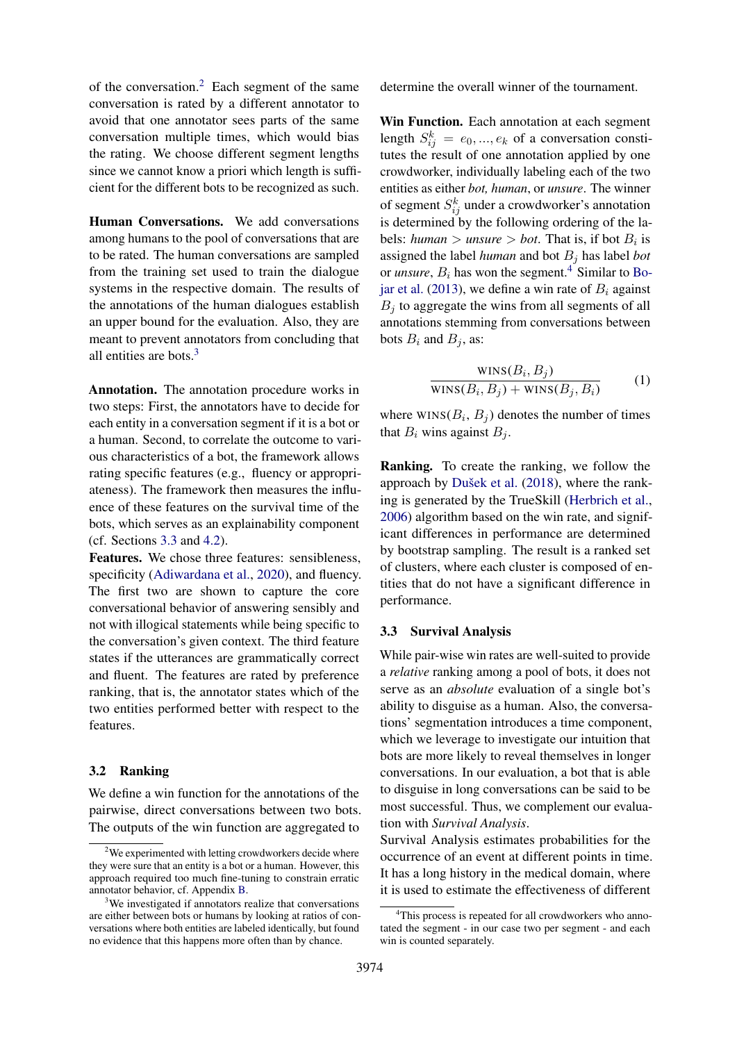of the conversation.[2] Each segment of the same conversation is rated by a different annotator to avoid that one annotator sees parts of the same conversation multiple times, which would bias the rating. We choose different segment lengths since we cannot know a priori which length is sufficient for the different bots to be recognized as such.

**Human Conversations.** We add conversations among humans to the pool of conversations that are to be rated. The human conversations are sampled from the training set used to train the dialogue systems in the respective domain. The results of the annotations of the human dialogues establish an upper bound for the evaluation. Also, they are meant to prevent annotators from concluding that all entities are bots.[3]

**Annotation.** The annotation procedure works in two steps: First, the annotators have to decide for each entity in a conversation segment if it is a bot or a human. Second, to correlate the outcome to various characteristics of a bot, the framework allows rating specific features (e.g., fluency or appropriateness). The framework then measures the influence of these features on the survival time of the bots, which serves as an explainability component (cf. Sections 3.3 and 4.2).

**Features.** We chose three features: sensibleness, specificity (Adiwardana et al., 2020), and fluency. The first two are shown to capture the core conversational behavior of answering sensibly and not with illogical statements while being specific to the conversation's given context. The third feature states if the utterances are grammatically correct and fluent. The features are rated by preference ranking, that is, the annotator states which of the two entities performed better with respect to the features.

### 3.2 Ranking

We define a win function for the annotations of the pairwise, direct conversations between two bots. The outputs of the win function are aggregated to determine the overall winner of the tournament.

**Win Function.** Each annotation at each segment length $S_{ij}^k = e_0, ..., e_k$ of a conversation constitutes the result of one annotation applied by one crowdworker, individually labeling each of the two entities as either *bot, human*, or *unsure*. The winner of segment $S_{ij}^k$ under a crowdworker's annotation is determined by the following ordering of the labels: *human* $>$ *unsure* $>$ *bot*. That is, if bot $B_i$ is assigned the label *human* and bot $B_j$ has label *bot* or *unsure*, $B_i$ has won the segment.[4] Similar to Bojar et al. (2013), we define a win rate of $B_i$ against $B_j$ to aggregate the wins from all segments of all annotations stemming from conversations between bots $B_i$ and $B_j$, as:

$$\frac{\textsc{wins}(B_i, B_j)}{\textsc{wins}(B_i, B_j) + \textsc{wins}(B_j, B_i)} \tag{1}$$

where $\textsc{wins}(B_i, B_j)$ denotes the number of times that $B_i$ wins against $B_j$.

**Ranking.** To create the ranking, we follow the approach by Dušek et al. (2018), where the ranking is generated by the TrueSkill (Herbrich et al., 2006) algorithm based on the win rate, and significant differences in performance are determined by bootstrap sampling. The result is a ranked set of clusters, where each cluster is composed of entities that do not have a significant difference in performance.

### 3.3 Survival Analysis

While pair-wise win rates are well-suited to provide a *relative* ranking among a pool of bots, it does not serve as an *absolute* evaluation of a single bot's ability to disguise as a human. Also, the conversations' segmentation introduces a time component, which we leverage to investigate our intuition that bots are more likely to reveal themselves in longer conversations. In our evaluation, a bot that is able to disguise in long conversations can be said to be most successful. Thus, we complement our evaluation with *Survival Analysis*.

Survival Analysis estimates probabilities for the occurrence of an event at different points in time. It has a long history in the medical domain, where it is used to estimate the effectiveness of different

[2] We experimented with letting crowdworkers decide where they were sure that an entity is a bot or a human. However, this approach required too much fine-tuning to constrain erratic annotator behavior, cf. Appendix B.

[3] We investigated if annotators realize that conversations are either between bots or humans by looking at ratios of conversations where both entities are labeled identically, but found no evidence that this happens more often than by chance.

[4] This process is repeated for all crowdworkers who annotated the segment - in our case two per segment - and each win is counted separately.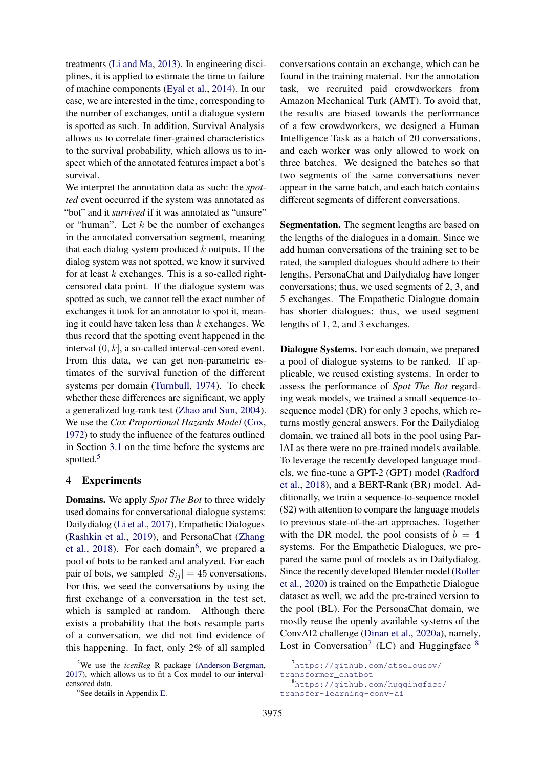treatments (Li and Ma, 2013). In engineering disciplines, it is applied to estimate the time to failure of machine components (Eyal et al., 2014). In our case, we are interested in the time, corresponding to the number of exchanges, until a dialogue system is spotted as such. In addition, Survival Analysis allows us to correlate finer-grained characteristics to the survival probability, which allows us to inspect which of the annotated features impact a bot's survival.

We interpret the annotation data as such: the *spotted* event occurred if the system was annotated as "bot" and it *survived* if it was annotated as "unsure" or "human". Let $k$ be the number of exchanges in the annotated conversation segment, meaning that each dialog system produced $k$ outputs. If the dialog system was not spotted, we know it survived for at least $k$ exchanges. This is a so-called right-censored data point. If the dialogue system was spotted as such, we cannot tell the exact number of exchanges it took for an annotator to spot it, meaning it could have taken less than $k$ exchanges. We thus record that the spotting event happened in the interval $(0, k]$, a so-called interval-censored event. From this data, we can get non-parametric estimates of the survival function of the different systems per domain (Turnbull, 1974). To check whether these differences are significant, we apply a generalized log-rank test (Zhao and Sun, 2004). We use the *Cox Proportional Hazards Model* (Cox, 1972) to study the influence of the features outlined in Section 3.1 on the time before the systems are spotted.[5]

## 4 Experiments

**Domains.** We apply *Spot The Bot* to three widely used domains for conversational dialogue systems: Dailydialog (Li et al., 2017), Empathetic Dialogues (Rashkin et al., 2019), and PersonaChat (Zhang et al., 2018). For each domain[6], we prepared a pool of bots to be ranked and analyzed. For each pair of bots, we sampled $|S_{ij}| = 45$ conversations. For this, we seed the conversations by using the first exchange of a conversation in the test set, which is sampled at random. Although there exists a probability that the bots resample parts of a conversation, we did not find evidence of this happening. In fact, only 2% of all sampled conversations contain an exchange, which can be found in the training material. For the annotation task, we recruited paid crowdworkers from Amazon Mechanical Turk (AMT). To avoid that, the results are biased towards the performance of a few crowdworkers, we designed a Human Intelligence Task as a batch of 20 conversations, and each worker was only allowed to work on three batches. We designed the batches so that two segments of the same conversations never appear in the same batch, and each batch contains different segments of different conversations.

**Segmentation.** The segment lengths are based on the lengths of the dialogues in a domain. Since we add human conversations of the training set to be rated, the sampled dialogues should adhere to their lengths. PersonaChat and Dailydialog have longer conversations; thus, we used segments of 2, 3, and 5 exchanges. The Empathetic Dialogue domain has shorter dialogues; thus, we used segment lengths of 1, 2, and 3 exchanges.

**Dialogue Systems.** For each domain, we prepared a pool of dialogue systems to be ranked. If applicable, we reused existing systems. In order to assess the performance of *Spot The Bot* regarding weak models, we trained a small sequence-to-sequence model (DR) for only 3 epochs, which returns mostly general answers. For the Dailydialog domain, we trained all bots in the pool using ParlAI as there were no pre-trained models available. To leverage the recently developed language models, we fine-tune a GPT-2 (GPT) model (Radford et al., 2018), and a BERT-Rank (BR) model. Additionally, we train a sequence-to-sequence model (S2) with attention to compare the language models to previous state-of-the-art approaches. Together with the DR model, the pool consists of $b = 4$ systems. For the Empathetic Dialogues, we prepared the same pool of models as in Dailydialog. Since the recently developed Blender model (Roller et al., 2020) is trained on the Empathetic Dialogue dataset as well, we add the pre-trained version to the pool (BL). For the PersonaChat domain, we mostly reuse the openly available systems of the ConvAI2 challenge (Dinan et al., 2020a), namely, Lost in Conversation[7] (LC) and Huggingface [8]

[5] We use the *icenReg* R package (Anderson-Bergman, 2017), which allows us to fit a Cox model to our interval-censored data.

[6] See details in Appendix E.

[7] https://github.com/atselousov/transformer_chatbot

[8] https://github.com/huggingface/transfer-learning-conv-ai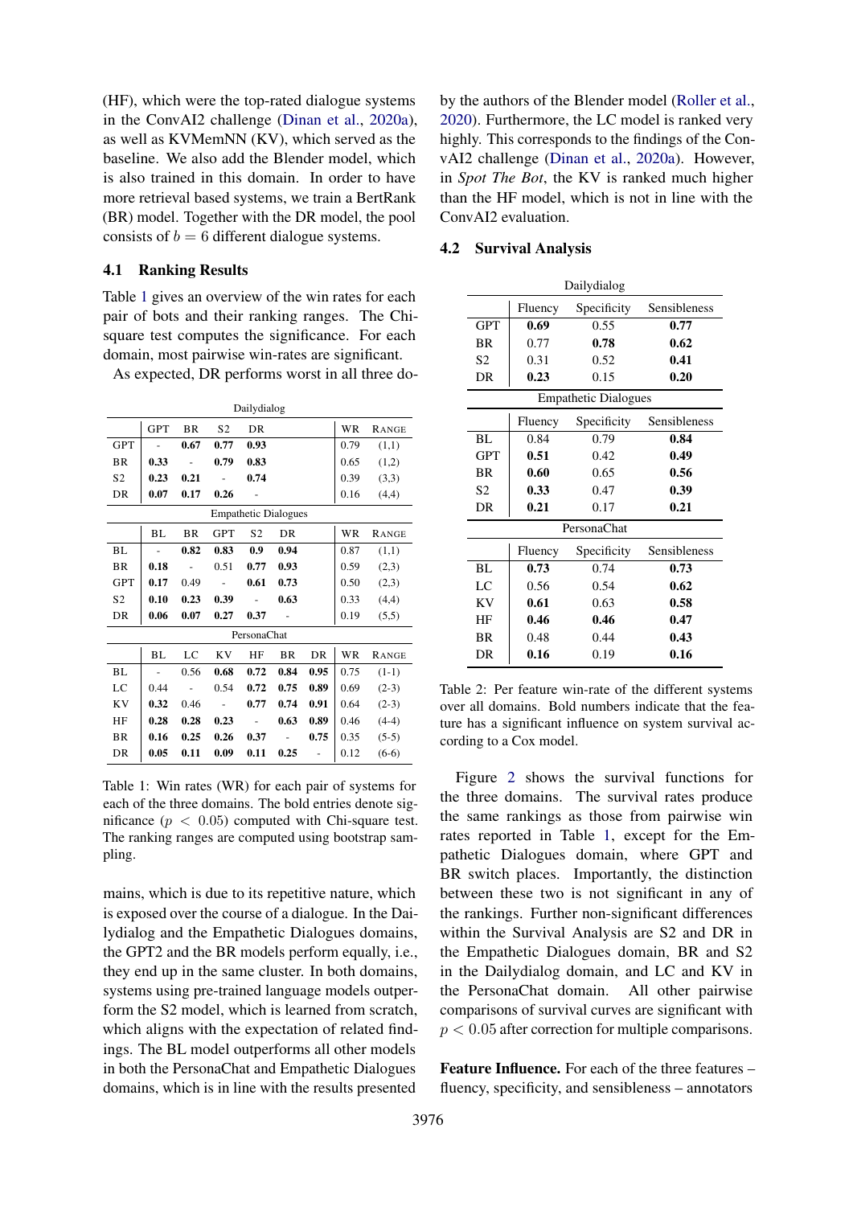(HF), which were the top-rated dialogue systems in the ConvAI2 challenge (Dinan et al., 2020a), as well as KVMemNN (KV), which served as the baseline. We also add the Blender model, which is also trained in this domain. In order to have more retrieval based systems, we train a BertRank (BR) model. Together with the DR model, the pool consists of $b = 6$ different dialogue systems.

### 4.1 Ranking Results

Table 1 gives an overview of the win rates for each pair of bots and their ranking ranges. The Chi-square test computes the significance. For each domain, most pairwise win-rates are significant.

As expected, DR performs worst in all three domains, which is due to its repetitive nature, which is exposed over the course of a dialogue. In the Dailydialog and the Empathetic Dialogues domains, the GPT2 and the BR models perform equally, i.e., they end up in the same cluster. In both domains, systems using pre-trained language models outperform the S2 model, which is learned from scratch, which aligns with the expectation of related findings. The BL model outperforms all other models in both the PersonaChat and Empathetic Dialogues domains, which is in line with the results presented by the authors of the Blender model (Roller et al., 2020). Furthermore, the LC model is ranked very highly. This corresponds to the findings of the ConvAI2 challenge (Dinan et al., 2020a). However, in *Spot The Bot*, the KV is ranked much higher than the HF model, which is not in line with the ConvAI2 evaluation.

| Dailydialog | | | | | | | |
|---|---|---|---|---|---|---|---|
| | GPT | BR | S2 | DR | | WR | RANGE |
| GPT | - | **0.67** | **0.77** | **0.93** | | 0.79 | (1,1) |
| BR | **0.33** | - | **0.79** | **0.83** | | 0.65 | (1,2) |
| S2 | **0.23** | **0.21** | - | **0.74** | | 0.39 | (3,3) |
| DR | **0.07** | **0.17** | **0.26** | - | | 0.16 | (4,4) |
| **Empathetic Dialogues** | | | | | | | |
| | BL | BR | GPT | S2 | DR | WR | RANGE |
| BL | - | **0.82** | **0.83** | **0.9** | **0.94** | 0.87 | (1,1) |
| BR | **0.18** | - | 0.51 | **0.77** | **0.93** | 0.59 | (2,3) |
| GPT | **0.17** | 0.49 | - | **0.61** | **0.73** | 0.50 | (2,3) |
| S2 | **0.10** | **0.23** | **0.39** | - | **0.63** | 0.33 | (4,4) |
| DR | **0.06** | **0.07** | **0.27** | **0.37** | - | 0.19 | (5,5) |

| PersonaChat | | | | | | | | |
|---|---|---|---|---|---|---|---|---|
| | BL | LC | KV | HF | BR | DR | WR | RANGE |
| BL | - | 0.56 | **0.68** | **0.72** | **0.84** | **0.95** | 0.75 | (1-1) |
| LC | 0.44 | - | 0.54 | **0.72** | **0.75** | **0.89** | 0.69 | (2-3) |
| KV | **0.32** | 0.46 | - | **0.77** | **0.74** | **0.91** | 0.64 | (2-3) |
| HF | **0.28** | **0.28** | **0.23** | - | **0.63** | **0.89** | 0.46 | (4-4) |
| BR | **0.16** | **0.25** | **0.26** | **0.37** | - | **0.75** | 0.35 | (5-5) |
| DR | **0.05** | **0.11** | **0.09** | **0.11** | **0.25** | - | 0.12 | (6-6) |

Table 1: Win rates (WR) for each pair of systems for each of the three domains. The bold entries denote significance ($p < 0.05$) computed with Chi-square test. The ranking ranges are computed using bootstrap sampling.

### 4.2 Survival Analysis

| Dailydialog | | | |
|---|---|---|---|
| | Fluency | Specificity | Sensibleness |
| GPT | **0.69** | 0.55 | **0.77** |
| BR | 0.77 | **0.78** | **0.62** |
| S2 | 0.31 | 0.52 | **0.41** |
| DR | **0.23** | 0.15 | **0.20** |
| **Empathetic Dialogues** | | | |
| | Fluency | Specificity | Sensibleness |
| BL | 0.84 | 0.79 | **0.84** |
| GPT | **0.51** | 0.42 | **0.49** |
| BR | **0.60** | 0.65 | **0.56** |
| S2 | **0.33** | 0.47 | **0.39** |
| DR | **0.21** | 0.17 | **0.21** |
| **PersonaChat** | | | |
| | Fluency | Specificity | Sensibleness |
| BL | **0.73** | 0.74 | **0.73** |
| LC | 0.56 | 0.54 | **0.62** |
| KV | **0.61** | 0.63 | **0.58** |
| HF | **0.46** | **0.46** | **0.47** |
| BR | 0.48 | 0.44 | **0.43** |
| DR | **0.16** | 0.19 | **0.16** |

Table 2: Per feature win-rate of the different systems over all domains. Bold numbers indicate that the feature has a significant influence on system survival according to a Cox model.

Figure 2 shows the survival functions for the three domains. The survival rates produce the same rankings as those from pairwise win rates reported in Table 1, except for the Empathetic Dialogues domain, where GPT and BR switch places. Importantly, the distinction between these two is not significant in any of the rankings. Further non-significant differences within the Survival Analysis are S2 and DR in the Empathetic Dialogues domain, BR and S2 in the Dailydialog domain, and LC and KV in the PersonaChat domain. All other pairwise comparisons of survival curves are significant with $p < 0.05$ after correction for multiple comparisons.

**Feature Influence.** For each of the three features – fluency, specificity, and sensibleness – annotators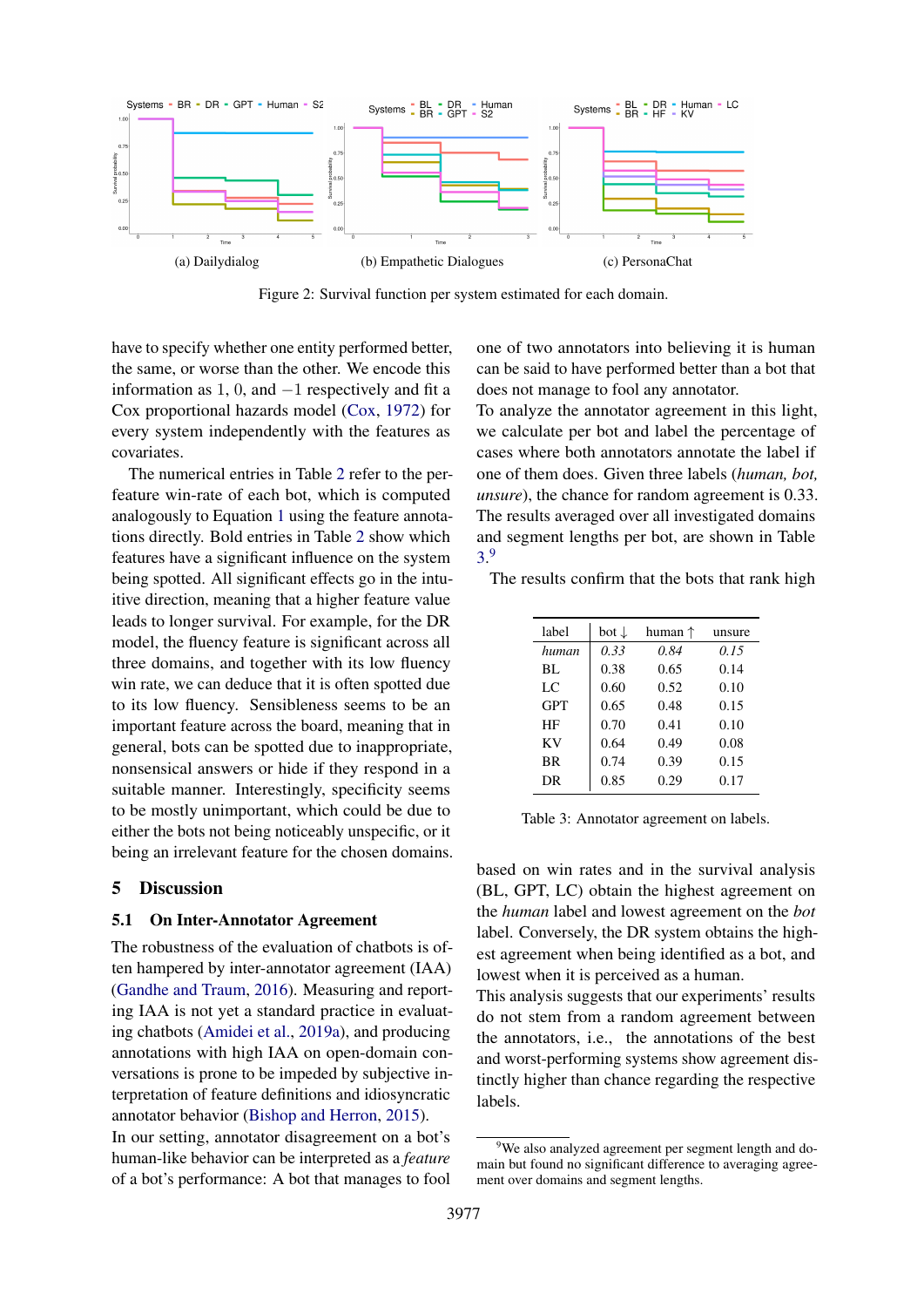(a) Dailydialog

(b) Empathetic Dialogues

(c) PersonaChat

Figure 2: Survival function per system estimated for each domain.

have to specify whether one entity performed better, the same, or worse than the other. We encode this information as 1, 0, and $-1$ respectively and fit a Cox proportional hazards model (Cox, 1972) for every system independently with the features as covariates.

The numerical entries in Table 2 refer to the per-feature win-rate of each bot, which is computed analogously to Equation 1 using the feature annotations directly. Bold entries in Table 2 show which features have a significant influence on the system being spotted. All significant effects go in the intuitive direction, meaning that a higher feature value leads to longer survival. For example, for the DR model, the fluency feature is significant across all three domains, and together with its low fluency win rate, we can deduce that it is often spotted due to its low fluency. Sensibleness seems to be an important feature across the board, meaning that in general, bots can be spotted due to inappropriate, nonsensical answers or hide if they respond in a suitable manner. Interestingly, specificity seems to be mostly unimportant, which could be due to either the bots not being noticeably unspecific, or it being an irrelevant feature for the chosen domains.

## 5 Discussion

### 5.1 On Inter-Annotator Agreement

The robustness of the evaluation of chatbots is often hampered by inter-annotator agreement (IAA) (Gandhe and Traum, 2016). Measuring and reporting IAA is not yet a standard practice in evaluating chatbots (Amidei et al., 2019a), and producing annotations with high IAA on open-domain conversations is prone to be impeded by subjective interpretation of feature definitions and idiosyncratic annotator behavior (Bishop and Herron, 2015).

In our setting, annotator disagreement on a bot's human-like behavior can be interpreted as a *feature* of a bot's performance: A bot that manages to fool one of two annotators into believing it is human can be said to have performed better than a bot that does not manage to fool any annotator.

To analyze the annotator agreement in this light, we calculate per bot and label the percentage of cases where both annotators annotate the label if one of them does. Given three labels (*human, bot, unsure*), the chance for random agreement is 0.33. The results averaged over all investigated domains and segment lengths per bot, are shown in Table 3.[9]

The results confirm that the bots that rank high

| label | bot ↓ | human ↑ | unsure |
|---|---|---|---|
| *human* | *0.33* | *0.84* | *0.15* |
| BL | 0.38 | 0.65 | 0.14 |
| LC | 0.60 | 0.52 | 0.10 |
| GPT | 0.65 | 0.48 | 0.15 |
| HF | 0.70 | 0.41 | 0.10 |
| KV | 0.64 | 0.49 | 0.08 |
| BR | 0.74 | 0.39 | 0.15 |
| DR | 0.85 | 0.29 | 0.17 |

Table 3: Annotator agreement on labels.

based on win rates and in the survival analysis (BL, GPT, LC) obtain the highest agreement on the *human* label and lowest agreement on the *bot* label. Conversely, the DR system obtains the highest agreement when being identified as a bot, and lowest when it is perceived as a human.

This analysis suggests that our experiments' results do not stem from a random agreement between the annotators, i.e., the annotations of the best and worst-performing systems show agreement distinctly higher than chance regarding the respective labels.

[9] We also analyzed agreement per segment length and domain but found no significant difference to averaging agreement over domains and segment lengths.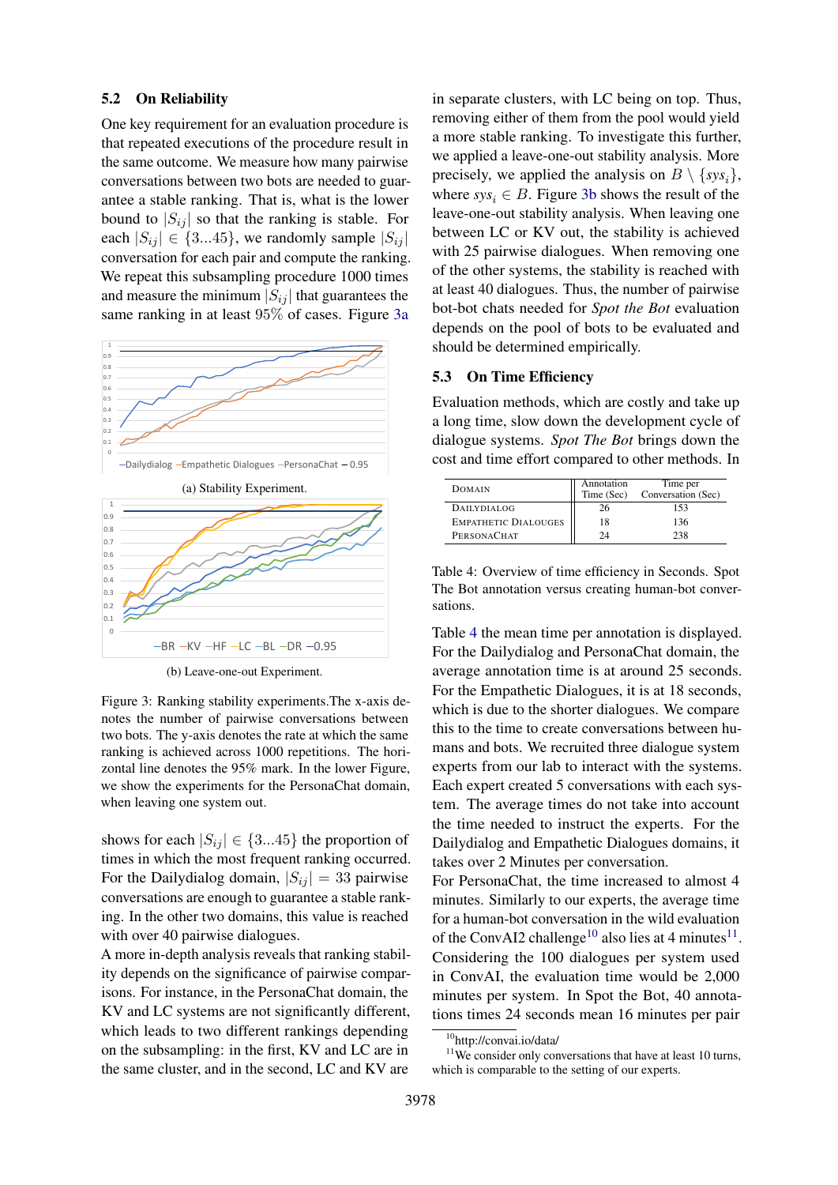### 5.2 On Reliability

One key requirement for an evaluation procedure is that repeated executions of the procedure result in the same outcome. We measure how many pairwise conversations between two bots are needed to guarantee a stable ranking. That is, what is the lower bound to $|S_{ij}|$ so that the ranking is stable. For each $|S_{ij}| \in \{3...45\}$, we randomly sample $|S_{ij}|$ conversation for each pair and compute the ranking. We repeat this subsampling procedure 1000 times and measure the minimum $|S_{ij}|$ that guarantees the same ranking in at least 95% of cases. Figure 3a shows for each $|S_{ij}| \in \{3...45\}$ the proportion of times in which the most frequent ranking occurred. For the Dailydialog domain, $|S_{ij}| = 33$ pairwise conversations are enough to guarantee a stable ranking. In the other two domains, this value is reached with over 40 pairwise dialogues.

(a) Stability Experiment.

(b) Leave-one-out Experiment.

Figure 3: Ranking stability experiments.The x-axis denotes the number of pairwise conversations between two bots. The y-axis denotes the rate at which the same ranking is achieved across 1000 repetitions. The horizontal line denotes the 95% mark. In the lower Figure, we show the experiments for the PersonaChat domain, when leaving one system out.

A more in-depth analysis reveals that ranking stability depends on the significance of pairwise comparisons. For instance, in the PersonaChat domain, the KV and LC systems are not significantly different, which leads to two different rankings depending on the subsampling: in the first, KV and LC are in the same cluster, and in the second, LC and KV are in separate clusters, with LC being on top. Thus, removing either of them from the pool would yield a more stable ranking. To investigate this further, we applied a leave-one-out stability analysis. More precisely, we applied the analysis on $B \setminus \{sys_i\}$, where $sys_i \in B$. Figure 3b shows the result of the leave-one-out stability analysis. When leaving one between LC or KV out, the stability is achieved with 25 pairwise dialogues. When removing one of the other systems, the stability is reached with at least 40 dialogues. Thus, the number of pairwise bot-bot chats needed for *Spot the Bot* evaluation depends on the pool of bots to be evaluated and should be determined empirically.

### 5.3 On Time Efficiency

Evaluation methods, which are costly and take up a long time, slow down the development cycle of dialogue systems. *Spot The Bot* brings down the cost and time effort compared to other methods. In Table 4 the mean time per annotation is displayed. For the Dailydialog and PersonaChat domain, the average annotation time is at around 25 seconds. For the Empathetic Dialogues, it is at 18 seconds, which is due to the shorter dialogues. We compare this to the time to create conversations between humans and bots. We recruited three dialogue system experts from our lab to interact with the systems. Each expert created 5 conversations with each system. The average times do not take into account the time needed to instruct the experts. For the Dailydialog and Empathetic Dialogues domains, it takes over 2 Minutes per conversation.

| DOMAIN | Annotation Time (Sec) | Time per Conversation (Sec) |
|---|---|---|
| DAILYDIALOG | 26 | 153 |
| EMPATHETIC DIALOUGES | 18 | 136 |
| PERSONACHAT | 24 | 238 |

Table 4: Overview of time efficiency in Seconds. Spot The Bot annotation versus creating human-bot conversations.

For PersonaChat, the time increased to almost 4 minutes. Similarly to our experts, the average time for a human-bot conversation in the wild evaluation of the ConvAI2 challenge[10] also lies at 4 minutes[11]. Considering the 100 dialogues per system used in ConvAI, the evaluation time would be 2,000 minutes per system. In Spot the Bot, 40 annotations times 24 seconds mean 16 minutes per pair

[10] http://convai.io/data/

[11] We consider only conversations that have at least 10 turns, which is comparable to the setting of our experts.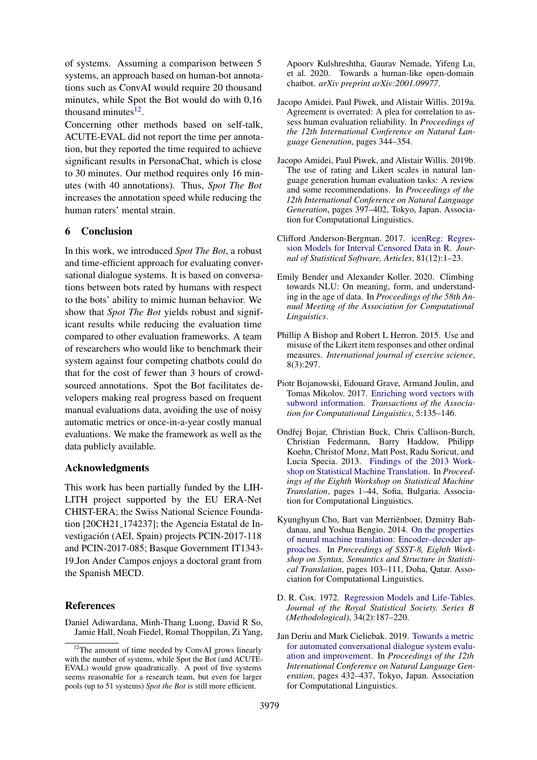of systems. Assuming a comparison between 5 systems, an approach based on human-bot annotations such as ConvAI would require 20 thousand minutes, while Spot the Bot would do with 0,16 thousand minutes[12].

Concerning other methods based on self-talk, ACUTE-EVAL did not report the time per annotation, but they reported the time required to achieve significant results in PersonaChat, which is close to 30 minutes. Our method requires only 16 minutes (with 40 annotations). Thus, *Spot The Bot* increases the annotation speed while reducing the human raters' mental strain.

## 6 Conclusion

In this work, we introduced *Spot The Bot*, a robust and time-efficient approach for evaluating conversational dialogue systems. It is based on conversations between bots rated by humans with respect to the bots' ability to mimic human behavior. We show that *Spot The Bot* yields robust and significant results while reducing the evaluation time compared to other evaluation frameworks. A team of researchers who would like to benchmark their system against four competing chatbots could do that for the cost of fewer than 3 hours of crowd-sourced annotations. Spot the Bot facilitates developers making real progress based on frequent manual evaluations data, avoiding the use of noisy automatic metrics or once-in-a-year costly manual evaluations. We make the framework as well as the data publicly available.

## Acknowledgments

This work has been partially funded by the LIHLITH project supported by the EU ERA-Net CHIST-ERA; the Swiss National Science Foundation [20CH21_174237]; the Agencia Estatal de Investigación (AEI, Spain) projects PCIN-2017-118 and PCIN-2017-085; Basque Government IT1343-19.Jon Ander Campos enjoys a doctoral grant from the Spanish MECD.

## References

Daniel Adiwardana, Minh-Thang Luong, David R So, Jamie Hall, Noah Fiedel, Romal Thoppilan, Zi Yang, Apoorv Kulshreshtha, Gaurav Nemade, Yifeng Lu, et al. 2020. Towards a human-like open-domain chatbot. *arXiv preprint arXiv:2001.09977*.

Jacopo Amidei, Paul Piwek, and Alistair Willis. 2019a. Agreement is overrated: A plea for correlation to assess human evaluation reliability. In *Proceedings of the 12th International Conference on Natural Language Generation*, pages 344–354.

Jacopo Amidei, Paul Piwek, and Alistair Willis. 2019b. The use of rating and Likert scales in natural language generation human evaluation tasks: A review and some recommendations. In *Proceedings of the 12th International Conference on Natural Language Generation*, pages 397–402, Tokyo, Japan. Association for Computational Linguistics.

Clifford Anderson-Bergman. 2017. icenReg: Regression Models for Interval Censored Data in R. *Journal of Statistical Software, Articles*, 81(12):1–23.

Emily Bender and Alexander Koller. 2020. Climbing towards NLU: On meaning, form, and understanding in the age of data. In *Proceedings of the 58th Annual Meeting of the Association for Computational Linguistics*.

Phillip A Bishop and Robert L Herron. 2015. Use and misuse of the Likert item responses and other ordinal measures. *International journal of exercise science*, 8(3):297.

Piotr Bojanowski, Edouard Grave, Armand Joulin, and Tomas Mikolov. 2017. Enriching word vectors with subword information. *Transactions of the Association for Computational Linguistics*, 5:135–146.

Ondřej Bojar, Christian Buck, Chris Callison-Burch, Christian Federmann, Barry Haddow, Philipp Koehn, Christof Monz, Matt Post, Radu Soricut, and Lucia Specia. 2013. Findings of the 2013 Workshop on Statistical Machine Translation. In *Proceedings of the Eighth Workshop on Statistical Machine Translation*, pages 1–44, Sofia, Bulgaria. Association for Computational Linguistics.

Kyunghyun Cho, Bart van Merriënboer, Dzmitry Bahdanau, and Yoshua Bengio. 2014. On the properties of neural machine translation: Encoder–decoder approaches. In *Proceedings of SSST-8, Eighth Workshop on Syntax, Semantics and Structure in Statistical Translation*, pages 103–111, Doha, Qatar. Association for Computational Linguistics.

D. R. Cox. 1972. Regression Models and Life-Tables. *Journal of the Royal Statistical Society. Series B (Methodological)*, 34(2):187–220.

Jan Deriu and Mark Cieliebak. 2019. Towards a metric for automated conversational dialogue system evaluation and improvement. In *Proceedings of the 12th International Conference on Natural Language Generation*, pages 432–437, Tokyo, Japan. Association for Computational Linguistics.

[12]The amount of time needed by ConvAI grows linearly with the number of systems, while Spot the Bot (and ACUTE-EVAL) would grow quadratically. A pool of five systems seems reasonable for a research team, but even for larger pools (up to 51 systems) *Spot the Bot* is still more efficient.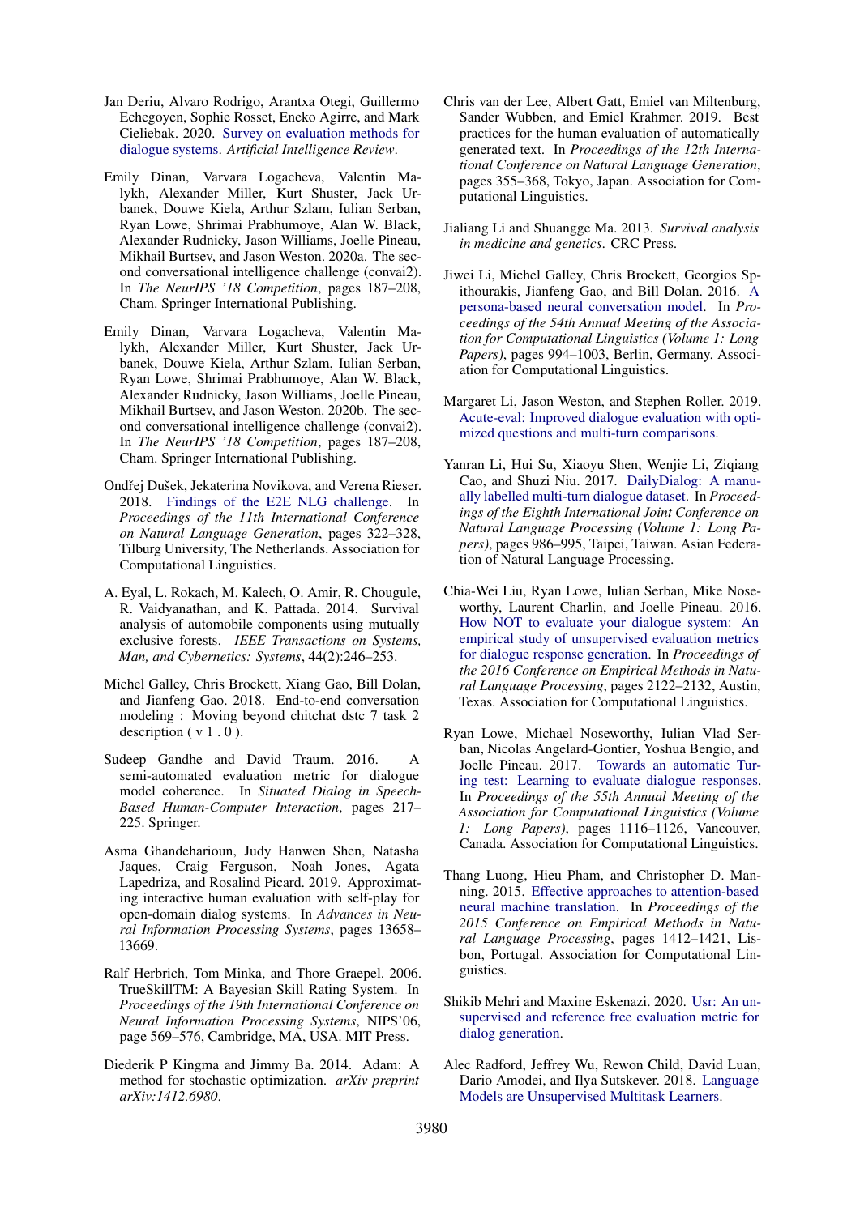Jan Deriu, Alvaro Rodrigo, Arantxa Otegi, Guillermo Echegoyen, Sophie Rosset, Eneko Agirre, and Mark Cieliebak. 2020. Survey on evaluation methods for dialogue systems. *Artificial Intelligence Review*.

Emily Dinan, Varvara Logacheva, Valentin Malykh, Alexander Miller, Kurt Shuster, Jack Urbanek, Douwe Kiela, Arthur Szlam, Iulian Serban, Ryan Lowe, Shrimai Prabhumoye, Alan W. Black, Alexander Rudnicky, Jason Williams, Joelle Pineau, Mikhail Burtsev, and Jason Weston. 2020a. The second conversational intelligence challenge (convai2). In *The NeurIPS '18 Competition*, pages 187–208, Cham. Springer International Publishing.

Emily Dinan, Varvara Logacheva, Valentin Malykh, Alexander Miller, Kurt Shuster, Jack Urbanek, Douwe Kiela, Arthur Szlam, Iulian Serban, Ryan Lowe, Shrimai Prabhumoye, Alan W. Black, Alexander Rudnicky, Jason Williams, Joelle Pineau, Mikhail Burtsev, and Jason Weston. 2020b. The second conversational intelligence challenge (convai2). In *The NeurIPS '18 Competition*, pages 187–208, Cham. Springer International Publishing.

Ondřej Dušek, Jekaterina Novikova, and Verena Rieser. 2018. Findings of the E2E NLG challenge. In *Proceedings of the 11th International Conference on Natural Language Generation*, pages 322–328, Tilburg University, The Netherlands. Association for Computational Linguistics.

A. Eyal, L. Rokach, M. Kalech, O. Amir, R. Chougule, R. Vaidyanathan, and K. Pattada. 2014. Survival analysis of automobile components using mutually exclusive forests. *IEEE Transactions on Systems, Man, and Cybernetics: Systems*, 44(2):246–253.

Michel Galley, Chris Brockett, Xiang Gao, Bill Dolan, and Jianfeng Gao. 2018. End-to-end conversation modeling : Moving beyond chitchat dstc 7 task 2 description ( v 1 . 0 ).

Sudeep Gandhe and David Traum. 2016. A semi-automated evaluation metric for dialogue model coherence. In *Situated Dialog in Speech-Based Human-Computer Interaction*, pages 217–225. Springer.

Asma Ghandeharioun, Judy Hanwen Shen, Natasha Jaques, Craig Ferguson, Noah Jones, Agata Lapedriza, and Rosalind Picard. 2019. Approximating interactive human evaluation with self-play for open-domain dialog systems. In *Advances in Neural Information Processing Systems*, pages 13658–13669.

Ralf Herbrich, Tom Minka, and Thore Graepel. 2006. TrueSkillTM: A Bayesian Skill Rating System. In *Proceedings of the 19th International Conference on Neural Information Processing Systems*, NIPS'06, page 569–576, Cambridge, MA, USA. MIT Press.

Diederik P Kingma and Jimmy Ba. 2014. Adam: A method for stochastic optimization. *arXiv preprint arXiv:1412.6980*.

Chris van der Lee, Albert Gatt, Emiel van Miltenburg, Sander Wubben, and Emiel Krahmer. 2019. Best practices for the human evaluation of automatically generated text. In *Proceedings of the 12th International Conference on Natural Language Generation*, pages 355–368, Tokyo, Japan. Association for Computational Linguistics.

Jialiang Li and Shuangge Ma. 2013. *Survival analysis in medicine and genetics*. CRC Press.

Jiwei Li, Michel Galley, Chris Brockett, Georgios Spithourakis, Jianfeng Gao, and Bill Dolan. 2016. A persona-based neural conversation model. In *Proceedings of the 54th Annual Meeting of the Association for Computational Linguistics (Volume 1: Long Papers)*, pages 994–1003, Berlin, Germany. Association for Computational Linguistics.

Margaret Li, Jason Weston, and Stephen Roller. 2019. Acute-eval: Improved dialogue evaluation with optimized questions and multi-turn comparisons.

Yanran Li, Hui Su, Xiaoyu Shen, Wenjie Li, Ziqiang Cao, and Shuzi Niu. 2017. DailyDialog: A manually labelled multi-turn dialogue dataset. In *Proceedings of the Eighth International Joint Conference on Natural Language Processing (Volume 1: Long Papers)*, pages 986–995, Taipei, Taiwan. Asian Federation of Natural Language Processing.

Chia-Wei Liu, Ryan Lowe, Iulian Serban, Mike Noseworthy, Laurent Charlin, and Joelle Pineau. 2016. How NOT to evaluate your dialogue system: An empirical study of unsupervised evaluation metrics for dialogue response generation. In *Proceedings of the 2016 Conference on Empirical Methods in Natural Language Processing*, pages 2122–2132, Austin, Texas. Association for Computational Linguistics.

Ryan Lowe, Michael Noseworthy, Iulian Vlad Serban, Nicolas Angelard-Gontier, Yoshua Bengio, and Joelle Pineau. 2017. Towards an automatic Turing test: Learning to evaluate dialogue responses. In *Proceedings of the 55th Annual Meeting of the Association for Computational Linguistics (Volume 1: Long Papers)*, pages 1116–1126, Vancouver, Canada. Association for Computational Linguistics.

Thang Luong, Hieu Pham, and Christopher D. Manning. 2015. Effective approaches to attention-based neural machine translation. In *Proceedings of the 2015 Conference on Empirical Methods in Natural Language Processing*, pages 1412–1421, Lisbon, Portugal. Association for Computational Linguistics.

Shikib Mehri and Maxine Eskenazi. 2020. Usr: An unsupervised and reference free evaluation metric for dialog generation.

Alec Radford, Jeffrey Wu, Rewon Child, David Luan, Dario Amodei, and Ilya Sutskever. 2018. Language Models are Unsupervised Multitask Learners.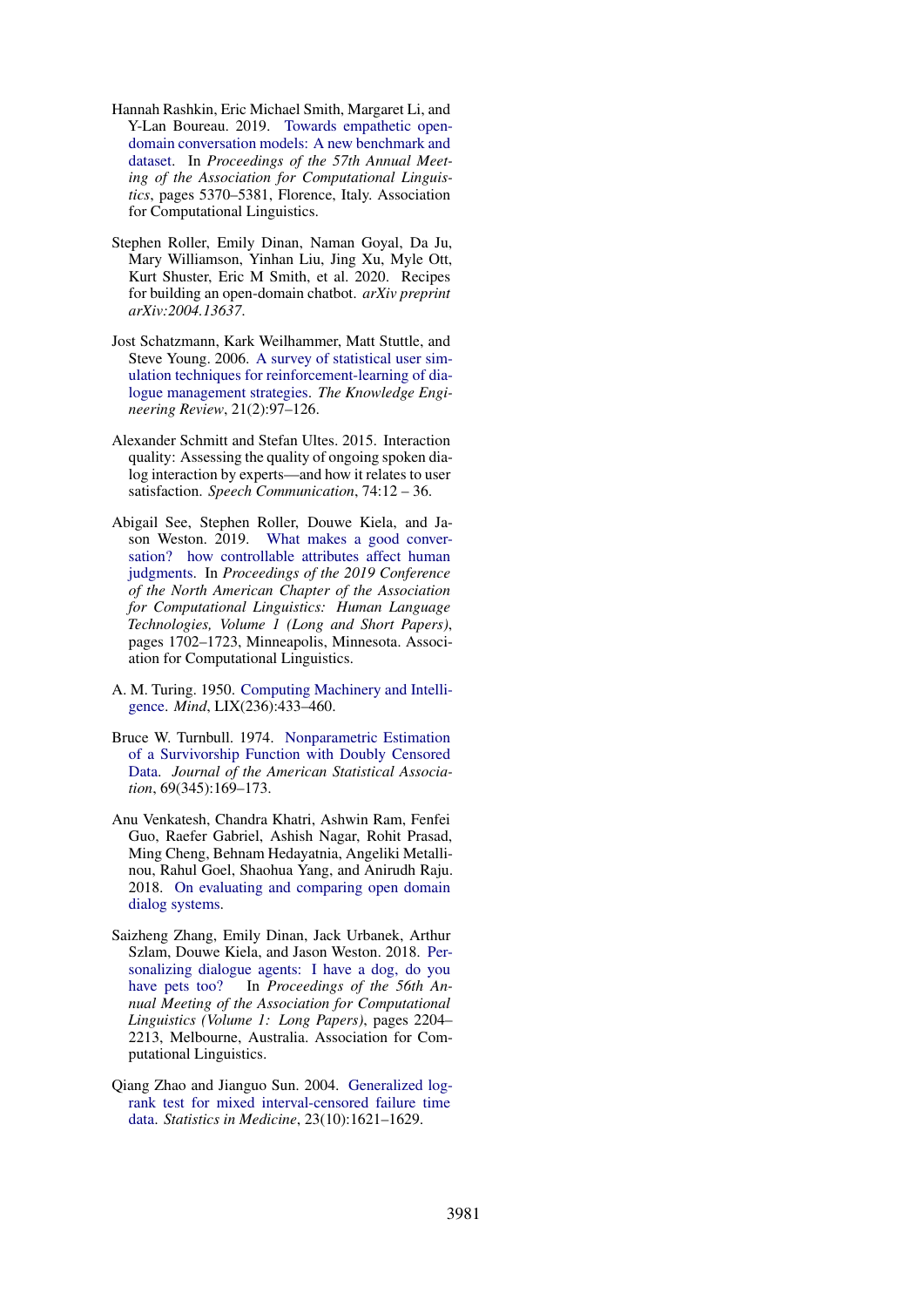Hannah Rashkin, Eric Michael Smith, Margaret Li, and Y-Lan Boureau. 2019. Towards empathetic open-domain conversation models: A new benchmark and dataset. In *Proceedings of the 57th Annual Meeting of the Association for Computational Linguistics*, pages 5370–5381, Florence, Italy. Association for Computational Linguistics.

Stephen Roller, Emily Dinan, Naman Goyal, Da Ju, Mary Williamson, Yinhan Liu, Jing Xu, Myle Ott, Kurt Shuster, Eric M Smith, et al. 2020. Recipes for building an open-domain chatbot. *arXiv preprint arXiv:2004.13637*.

Jost Schatzmann, Kark Weilhammer, Matt Stuttle, and Steve Young. 2006. A survey of statistical user simulation techniques for reinforcement-learning of dialogue management strategies. *The Knowledge Engineering Review*, 21(2):97–126.

Alexander Schmitt and Stefan Ultes. 2015. Interaction quality: Assessing the quality of ongoing spoken dialog interaction by experts—and how it relates to user satisfaction. *Speech Communication*, 74:12 – 36.

Abigail See, Stephen Roller, Douwe Kiela, and Jason Weston. 2019. What makes a good conversation? how controllable attributes affect human judgments. In *Proceedings of the 2019 Conference of the North American Chapter of the Association for Computational Linguistics: Human Language Technologies, Volume 1 (Long and Short Papers)*, pages 1702–1723, Minneapolis, Minnesota. Association for Computational Linguistics.

A. M. Turing. 1950. Computing Machinery and Intelligence. *Mind*, LIX(236):433–460.

Bruce W. Turnbull. 1974. Nonparametric Estimation of a Survivorship Function with Doubly Censored Data. *Journal of the American Statistical Association*, 69(345):169–173.

Anu Venkatesh, Chandra Khatri, Ashwin Ram, Fenfei Guo, Raefer Gabriel, Ashish Nagar, Rohit Prasad, Ming Cheng, Behnam Hedayatnia, Angeliki Metallinou, Rahul Goel, Shaohua Yang, and Anirudh Raju. 2018. On evaluating and comparing open domain dialog systems.

Saizheng Zhang, Emily Dinan, Jack Urbanek, Arthur Szlam, Douwe Kiela, and Jason Weston. 2018. Personalizing dialogue agents: I have a dog, do you have pets too? In *Proceedings of the 56th Annual Meeting of the Association for Computational Linguistics (Volume 1: Long Papers)*, pages 2204–2213, Melbourne, Australia. Association for Computational Linguistics.

Qiang Zhao and Jianguo Sun. 2004. Generalized log-rank test for mixed interval-censored failure time data. *Statistics in Medicine*, 23(10):1621–1629.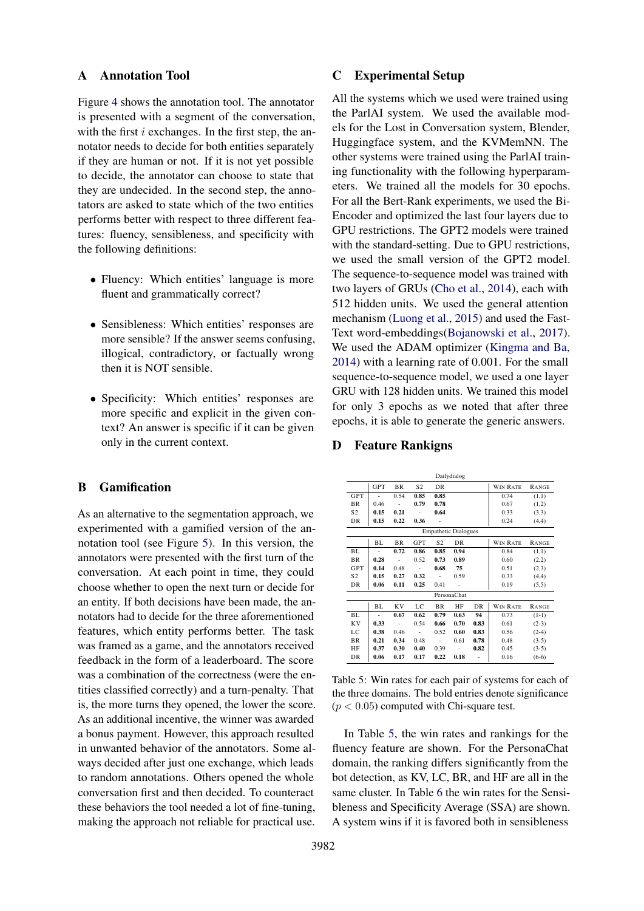## A Annotation Tool

Figure 4 shows the annotation tool. The annotator is presented with a segment of the conversation, with the first $i$ exchanges. In the first step, the annotator needs to decide for both entities separately if they are human or not. If it is not yet possible to decide, the annotator can choose to state that they are undecided. In the second step, the annotators are asked to state which of the two entities performs better with respect to three different features: fluency, sensibleness, and specificity with the following definitions:

- Fluency: Which entities' language is more fluent and grammatically correct?
- Sensibleness: Which entities' responses are more sensible? If the answer seems confusing, illogical, contradictory, or factually wrong then it is NOT sensible.
- Specificity: Which entities' responses are more specific and explicit in the given context? An answer is specific if it can be given only in the current context.

## B Gamification

As an alternative to the segmentation approach, we experimented with a gamified version of the annotation tool (see Figure 5). In this version, the annotators were presented with the first turn of the conversation. At each point in time, they could choose whether to open the next turn or decide for an entity. If both decisions have been made, the annotators had to decide for the three aforementioned features, which entity performs better. The task was framed as a game, and the annotators received feedback in the form of a leaderboard. The score was a combination of the correctness (were the entities classified correctly) and a turn-penalty. That is, the more turns they opened, the lower the score. As an additional incentive, the winner was awarded a bonus payment. However, this approach resulted in unwanted behavior of the annotators. Some always decided after just one exchange, which leads to random annotations. Others opened the whole conversation first and then decided. To counteract these behaviors the tool needed a lot of fine-tuning, making the approach not reliable for practical use.

## C Experimental Setup

All the systems which we used were trained using the ParlAI system. We used the available models for the Lost in Conversation system, Blender, Huggingface system, and the KVMemNN. The other systems were trained using the ParlAI training functionality with the following hyperparameters. We trained all the models for 30 epochs. For all the Bert-Rank experiments, we used the Bi-Encoder and optimized the last four layers due to GPU restrictions. The GPT2 models were trained with the standard-setting. Due to GPU restrictions, we used the small version of the GPT2 model. The sequence-to-sequence model was trained with two layers of GRUs (Cho et al., 2014), each with 512 hidden units. We used the general attention mechanism (Luong et al., 2015) and used the FastText word-embeddings(Bojanowski et al., 2017). We used the ADAM optimizer (Kingma and Ba, 2014) with a learning rate of 0.001. For the small sequence-to-sequence model, we used a one layer GRU with 128 hidden units. We trained this model for only 3 epochs as we noted that after three epochs, it is able to generate the generic answers.

## D Feature Rankigns

**Dailydialog**

| | GPT | BR | S2 | DR | Win Rate | Range |
|---|---|---|---|---|---|---|
| GPT | - | 0.54 | **0.85** | **0.85** | 0.74 | (1,1) |
| BR | 0.46 | - | **0.79** | **0.78** | 0.67 | (1,2) |
| S2 | **0.15** | **0.21** | - | **0.64** | 0.33 | (3,3) |
| DR | **0.15** | **0.22** | **0.36** | - | 0.24 | (4,4) |

**Empathetic Dialogues**

| | BL | BR | GPT | S2 | DR | Win Rate | Range |
|---|---|---|---|---|---|---|---|
| BL | - | **0.72** | **0.86** | **0.85** | **0.94** | 0.84 | (1,1) |
| BR | **0.28** | - | 0.52 | **0.73** | **0.89** | 0.60 | (2,2) |
| GPT | **0.14** | 0.48 | - | **0.68** | **75** | 0.51 | (2,3) |
| S2 | **0.15** | **0.27** | **0.32** | - | 0.59 | 0.33 | (4,4) |
| DR | **0.06** | **0.11** | **0.25** | 0.41 | - | 0.19 | (5,5) |

**PersonaChat**

| | BL | KV | LC | BR | HF | DR | Win Rate | Range |
|---|---|---|---|---|---|---|---|---|
| BL | - | **0.67** | **0.62** | **0.79** | **0.63** | **94** | 0.73 | (1-1) |
| KV | **0.33** | - | 0.54 | **0.66** | **0.70** | **0.83** | 0.61 | (2-3) |
| LC | **0.38** | 0.46 | - | 0.52 | **0.60** | **0.83** | 0.56 | (2-4) |
| BR | **0.21** | **0.34** | 0.48 | - | 0.61 | **0.78** | 0.48 | (3-5) |
| HF | **0.37** | **0.30** | **0.40** | 0.39 | - | **0.82** | 0.45 | (3-5) |
| DR | **0.06** | **0.17** | **0.17** | **0.22** | **0.18** | - | 0.16 | (6-6) |

Table 5: Win rates for each pair of systems for each of the three domains. The bold entries denote significance ($p < 0.05$) computed with Chi-square test.

In Table 5, the win rates and rankings for the fluency feature are shown. For the PersonaChat domain, the ranking differs significantly from the bot detection, as KV, LC, BR, and HF are all in the same cluster. In Table 6 the win rates for the Sensibleness and Specificity Average (SSA) are shown. A system wins if it is favored both in sensibleness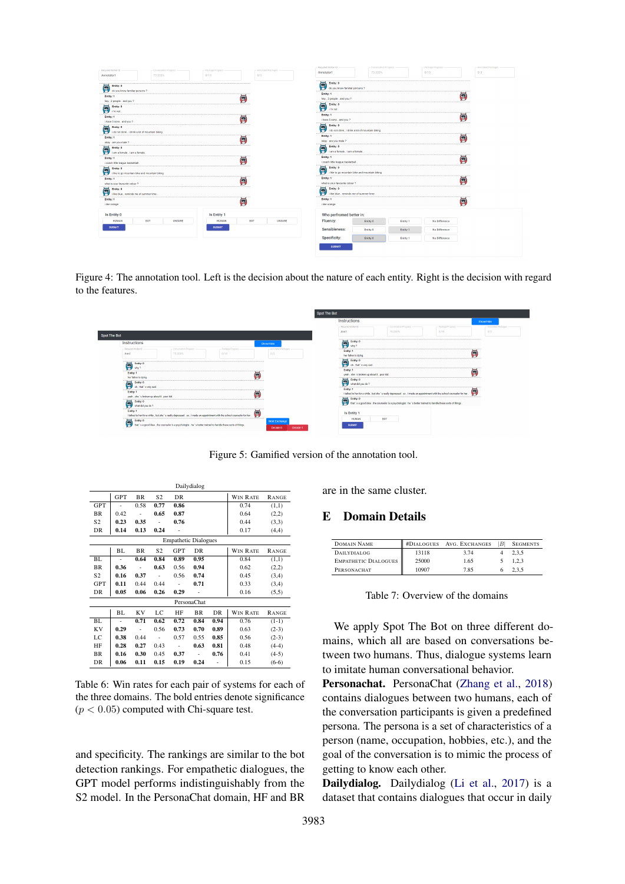Figure 4: The annotation tool. Left is the decision about the nature of each entity. Right is the decision with regard to the features.

Figure 5: Gamified version of the annotation tool.

| Dailydialog | | | | | | |
|---|---|---|---|---|---|---|
| | GPT | BR | S2 | DR | Win Rate | Range |
| GPT | - | 0.58 | **0.77** | **0.86** | 0.74 | (1,1) |
| BR | 0.42 | - | **0.65** | **0.87** | 0.64 | (2,2) |
| S2 | **0.23** | **0.35** | - | **0.76** | 0.44 | (3,3) |
| DR | **0.14** | **0.13** | **0.24** | - | 0.17 | (4,4) |

| Empathetic Dialogues | | | | | | | |
|---|---|---|---|---|---|---|---|
| | BL | BR | S2 | GPT | DR | Win Rate | Range |
| BL | - | **0.64** | **0.84** | **0.89** | **0.95** | 0.84 | (1,1) |
| BR | **0.36** | - | **0.63** | 0.56 | **0.94** | 0.62 | (2,2) |
| S2 | **0.16** | **0.37** | - | 0.56 | **0.74** | 0.45 | (3,4) |
| GPT | **0.11** | 0.44 | 0.44 | - | **0.71** | 0.33 | (3,4) |
| DR | **0.05** | **0.06** | **0.26** | **0.29** | - | 0.16 | (5,5) |

| PersonaChat | | | | | | | | |
|---|---|---|---|---|---|---|---|---|
| | BL | KV | LC | HF | BR | DR | Win Rate | Range |
| BL | - | **0.71** | **0.62** | **0.72** | **0.84** | **0.94** | 0.76 | (1-1) |
| KV | **0.29** | - | 0.56 | **0.73** | **0.70** | **0.89** | 0.63 | (2-3) |
| LC | **0.38** | 0.44 | - | 0.57 | 0.55 | **0.85** | 0.56 | (2-3) |
| HF | **0.28** | **0.27** | 0.43 | - | **0.63** | **0.81** | 0.48 | (4-4) |
| BR | **0.16** | **0.30** | 0.45 | **0.37** | - | **0.76** | 0.41 | (4-5) |
| DR | **0.06** | **0.11** | **0.15** | **0.19** | **0.24** | - | 0.15 | (6-6) |

Table 6: Win rates for each pair of systems for each of the three domains. The bold entries denote significance ($p < 0.05$) computed with Chi-square test.

and specificity. The rankings are similar to the bot detection rankings. For empathetic dialogues, the GPT model performs indistinguishably from the S2 model. In the PersonaChat domain, HF and BR are in the same cluster.

## E Domain Details

| Domain Name | #Dialogues | Avg. Exchanges | $\|B\|$ | Segments |
|---|---|---|---|---|
| Dailydialog | 13118 | 3.74 | 4 | 2,3,5 |
| Empathetic Dialogues | 25000 | 1.65 | 5 | 1,2,3 |
| Personachat | 10907 | 7.85 | 6 | 2,3,5 |

Table 7: Overview of the domains

We apply Spot The Bot on three different domains, which all are based on conversations between two humans. Thus, dialogue systems learn to imitate human conversational behavior.

**Personachat.** PersonaChat (Zhang et al., 2018) contains dialogues between two humans, each of the conversation participants is given a predefined persona. The persona is a set of characteristics of a person (name, occupation, hobbies, etc.), and the goal of the conversation is to mimic the process of getting to know each other.

**Dailydialog.** Dailydialog (Li et al., 2017) is a dataset that contains dialogues that occur in daily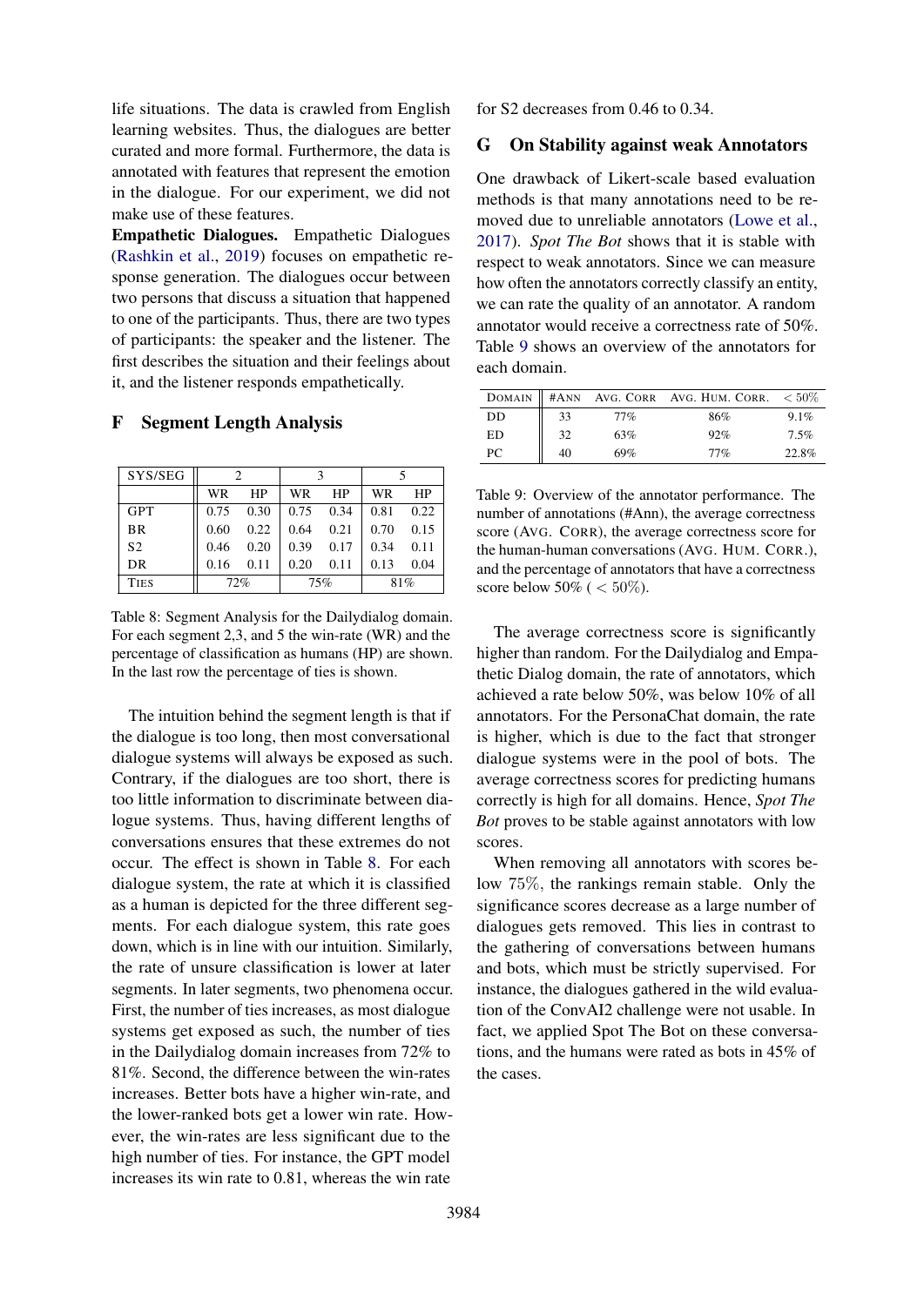life situations. The data is crawled from English learning websites. Thus, the dialogues are better curated and more formal. Furthermore, the data is annotated with features that represent the emotion in the dialogue. For our experiment, we did not make use of these features.

**Empathetic Dialogues.** Empathetic Dialogues (Rashkin et al., 2019) focuses on empathetic response generation. The dialogues occur between two persons that discuss a situation that happened to one of the participants. Thus, there are two types of participants: the speaker and the listener. The first describes the situation and their feelings about it, and the listener responds empathetically.

## F Segment Length Analysis

| SYS/SEG | 2 | | 3 | | 5 | |
|---|---|---|---|---|---|---|
| | WR | HP | WR | HP | WR | HP |
| GPT | 0.75 | 0.30 | 0.75 | 0.34 | 0.81 | 0.22 |
| BR | 0.60 | 0.22 | 0.64 | 0.21 | 0.70 | 0.15 |
| S2 | 0.46 | 0.20 | 0.39 | 0.17 | 0.34 | 0.11 |
| DR | 0.16 | 0.11 | 0.20 | 0.11 | 0.13 | 0.04 |
| TIES | 72% | | 75% | | 81% | |

Table 8: Segment Analysis for the Dailydialog domain. For each segment 2,3, and 5 the win-rate (WR) and the percentage of classification as humans (HP) are shown. In the last row the percentage of ties is shown.

The intuition behind the segment length is that if the dialogue is too long, then most conversational dialogue systems will always be exposed as such. Contrary, if the dialogues are too short, there is too little information to discriminate between dialogue systems. Thus, having different lengths of conversations ensures that these extremes do not occur. The effect is shown in Table 8. For each dialogue system, the rate at which it is classified as a human is depicted for the three different segments. For each dialogue system, this rate goes down, which is in line with our intuition. Similarly, the rate of unsure classification is lower at later segments. In later segments, two phenomena occur. First, the number of ties increases, as most dialogue systems get exposed as such, the number of ties in the Dailydialog domain increases from 72% to 81%. Second, the difference between the win-rates increases. Better bots have a higher win-rate, and the lower-ranked bots get a lower win rate. However, the win-rates are less significant due to the high number of ties. For instance, the GPT model increases its win rate to 0.81, whereas the win rate for S2 decreases from 0.46 to 0.34.

## G On Stability against weak Annotators

One drawback of Likert-scale based evaluation methods is that many annotations need to be removed due to unreliable annotators (Lowe et al., 2017). *Spot The Bot* shows that it is stable with respect to weak annotators. Since we can measure how often the annotators correctly classify an entity, we can rate the quality of an annotator. A random annotator would receive a correctness rate of 50%. Table 9 shows an overview of the annotators for each domain.

| DOMAIN | #ANN | AVG. CORR | AVG. HUM. CORR. | $< 50\%$ |
|---|---|---|---|---|
| DD | 33 | 77% | 86% | 9.1% |
| ED | 32 | 63% | 92% | 7.5% |
| PC | 40 | 69% | 77% | 22.8% |

Table 9: Overview of the annotator performance. The number of annotations (#Ann), the average correctness score (AVG. CORR), the average correctness score for the human-human conversations (AVG. HUM. CORR.), and the percentage of annotators that have a correctness score below 50% ( $< 50\%$).

The average correctness score is significantly higher than random. For the Dailydialog and Empathetic Dialog domain, the rate of annotators, which achieved a rate below 50%, was below 10% of all annotators. For the PersonaChat domain, the rate is higher, which is due to the fact that stronger dialogue systems were in the pool of bots. The average correctness scores for predicting humans correctly is high for all domains. Hence, *Spot The Bot* proves to be stable against annotators with low scores.

When removing all annotators with scores below $75\%$, the rankings remain stable. Only the significance scores decrease as a large number of dialogues gets removed. This lies in contrast to the gathering of conversations between humans and bots, which must be strictly supervised. For instance, the dialogues gathered in the wild evaluation of the ConvAI2 challenge were not usable. In fact, we applied Spot The Bot on these conversations, and the humans were rated as bots in 45% of the cases.